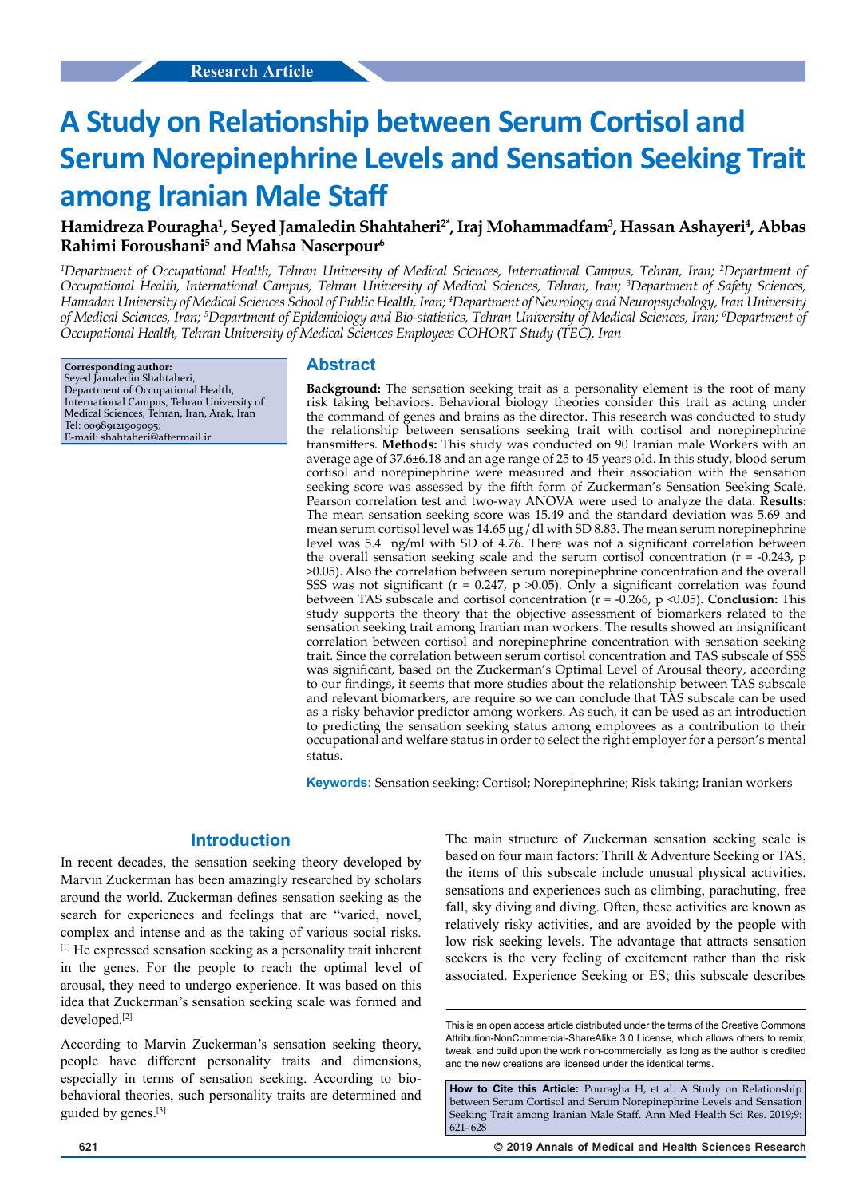Research Article

# A Study on Relationship between Serum Cortisol and Serum Norepinephrine Levels and Sensation Seeking Trait among Iranian Male Staff

**Hamidreza Pouragha[1], Seyed Jamaledin Shahtaheri[2*], Iraj Mohammadfam[3], Hassan Ashayeri[4], Abbas Rahimi Foroushani[5] and Mahsa Naserpour[6]**

*[1]Department of Occupational Health, Tehran University of Medical Sciences, International Campus, Tehran, Iran; [2]Department of Occupational Health, International Campus, Tehran University of Medical Sciences, Tehran, Iran; [3]Department of Safety Sciences, Hamadan University of Medical Sciences School of Public Health, Iran; [4]Department of Neurology and Neuropsychology, Iran University of Medical Sciences, Iran; [5]Department of Epidemiology and Bio-statistics, Tehran University of Medical Sciences, Iran; [6]Department of Occupational Health, Tehran University of Medical Sciences Employees COHORT Study (TEC), Iran*

**Corresponding author:**
Seyed Jamaledin Shahtaheri,
Department of Occupational Health,
International Campus, Tehran University of Medical Sciences, Tehran, Iran, Arak, Iran
Tel: 00989121909095;
E-mail: shahtaheri@aftermail.ir

## Abstract

**Background:** The sensation seeking trait as a personality element is the root of many risk taking behaviors. Behavioral biology theories consider this trait as acting under the command of genes and brains as the director. This research was conducted to study the relationship between sensations seeking trait with cortisol and norepinephrine transmitters. **Methods:** This study was conducted on 90 Iranian male Workers with an average age of 37.6±6.18 and an age range of 25 to 45 years old. In this study, blood serum cortisol and norepinephrine were measured and their association with the sensation seeking score was assessed by the fifth form of Zuckerman's Sensation Seeking Scale. Pearson correlation test and two-way ANOVA were used to analyze the data. **Results:** The mean sensation seeking score was 15.49 and the standard deviation was 5.69 and mean serum cortisol level was 14.65 µg / dl with SD 8.83. The mean serum norepinephrine level was 5.4 ng/ml with SD of 4.76. There was not a significant correlation between the overall sensation seeking scale and the serum cortisol concentration ($r = -0.243$, $p > 0.05$). Also the correlation between serum norepinephrine concentration and the overall SSS was not significant ($r = 0.247$, $p > 0.05$). Only a significant correlation was found between TAS subscale and cortisol concentration ($r = -0.266$, $p < 0.05$). **Conclusion:** This study supports the theory that the objective assessment of biomarkers related to the sensation seeking trait among Iranian man workers. The results showed an insignificant correlation between cortisol and norepinephrine concentration with sensation seeking trait. Since the correlation between serum cortisol concentration and TAS subscale of SSS was significant, based on the Zuckerman's Optimal Level of Arousal theory, according to our findings, it seems that more studies about the relationship between TAS subscale and relevant biomarkers, are require so we can conclude that TAS subscale can be used as a risky behavior predictor among workers. As such, it can be used as an introduction to predicting the sensation seeking status among employees as a contribution to their occupational and welfare status in order to select the right employer for a person's mental status.

**Keywords:** Sensation seeking; Cortisol; Norepinephrine; Risk taking; Iranian workers

## Introduction

In recent decades, the sensation seeking theory developed by Marvin Zuckerman has been amazingly researched by scholars around the world. Zuckerman defines sensation seeking as the search for experiences and feelings that are "varied, novel, complex and intense and as the taking of various social risks.[1] He expressed sensation seeking as a personality trait inherent in the genes. For the people to reach the optimal level of arousal, they need to undergo experience. It was based on this idea that Zuckerman's sensation seeking scale was formed and developed.[2]

According to Marvin Zuckerman's sensation seeking theory, people have different personality traits and dimensions, especially in terms of sensation seeking. According to bio-behavioral theories, such personality traits are determined and guided by genes.[3]

The main structure of Zuckerman sensation seeking scale is based on four main factors: Thrill & Adventure Seeking or TAS, the items of this subscale include unusual physical activities, sensations and experiences such as climbing, parachuting, free fall, sky diving and diving. Often, these activities are known as relatively risky activities, and are avoided by the people with low risk seeking levels. The advantage that attracts sensation seekers is the very feeling of excitement rather than the risk associated. Experience Seeking or ES; this subscale describes

This is an open access article distributed under the terms of the Creative Commons Attribution-NonCommercial-ShareAlike 3.0 License, which allows others to remix, tweak, and build upon the work non-commercially, as long as the author is credited and the new creations are licensed under the identical terms.

**How to Cite this Article:** Pouragha H, et al. A Study on Relationship between Serum Cortisol and Serum Norepinephrine Levels and Sensation Seeking Trait among Iranian Male Staff. Ann Med Health Sci Res. 2019;9: 621- 628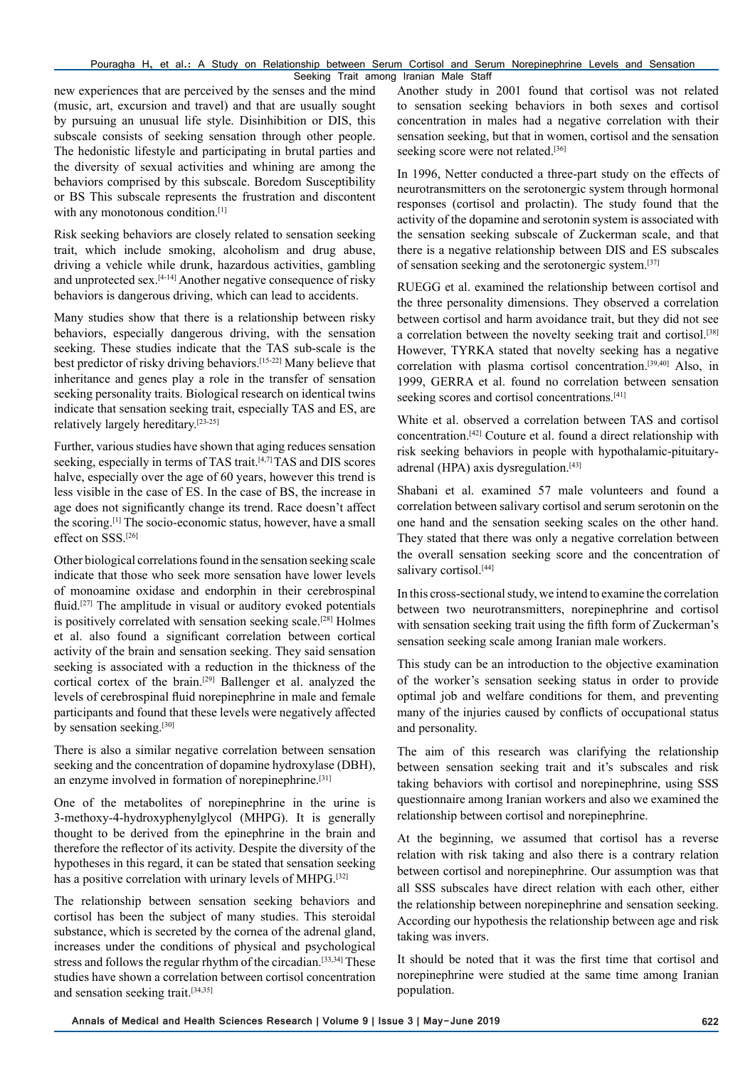new experiences that are perceived by the senses and the mind (music, art, excursion and travel) and that are usually sought by pursuing an unusual life style. Disinhibition or DIS, this subscale consists of seeking sensation through other people. The hedonistic lifestyle and participating in brutal parties and the diversity of sexual activities and whining are among the behaviors comprised by this subscale. Boredom Susceptibility or BS This subscale represents the frustration and discontent with any monotonous condition.[1]

Risk seeking behaviors are closely related to sensation seeking trait, which include smoking, alcoholism and drug abuse, driving a vehicle while drunk, hazardous activities, gambling and unprotected sex.[4-14] Another negative consequence of risky behaviors is dangerous driving, which can lead to accidents.

Many studies show that there is a relationship between risky behaviors, especially dangerous driving, with the sensation seeking. These studies indicate that the TAS sub-scale is the best predictor of risky driving behaviors.[15-22] Many believe that inheritance and genes play a role in the transfer of sensation seeking personality traits. Biological research on identical twins indicate that sensation seeking trait, especially TAS and ES, are relatively largely hereditary.[23-25]

Further, various studies have shown that aging reduces sensation seeking, especially in terms of TAS trait.[4,7] TAS and DIS scores halve, especially over the age of 60 years, however this trend is less visible in the case of ES. In the case of BS, the increase in age does not significantly change its trend. Race doesn't affect the scoring.[1] The socio-economic status, however, have a small effect on SSS.[26]

Other biological correlations found in the sensation seeking scale indicate that those who seek more sensation have lower levels of monoamine oxidase and endorphin in their cerebrospinal fluid.[27] The amplitude in visual or auditory evoked potentials is positively correlated with sensation seeking scale.[28] Holmes et al. also found a significant correlation between cortical activity of the brain and sensation seeking. They said sensation seeking is associated with a reduction in the thickness of the cortical cortex of the brain.[29] Ballenger et al. analyzed the levels of cerebrospinal fluid norepinephrine in male and female participants and found that these levels were negatively affected by sensation seeking.[30]

There is also a similar negative correlation between sensation seeking and the concentration of dopamine hydroxylase (DBH), an enzyme involved in formation of norepinephrine.[31]

One of the metabolites of norepinephrine in the urine is 3-methoxy-4-hydroxyphenylglycol (MHPG). It is generally thought to be derived from the epinephrine in the brain and therefore the reflector of its activity. Despite the diversity of the hypotheses in this regard, it can be stated that sensation seeking has a positive correlation with urinary levels of MHPG.[32]

The relationship between sensation seeking behaviors and cortisol has been the subject of many studies. This steroidal substance, which is secreted by the cornea of the adrenal gland, increases under the conditions of physical and psychological stress and follows the regular rhythm of the circadian.[33,34] These studies have shown a correlation between cortisol concentration and sensation seeking trait.[34,35]

Another study in 2001 found that cortisol was not related to sensation seeking behaviors in both sexes and cortisol concentration in males had a negative correlation with their sensation seeking, but that in women, cortisol and the sensation seeking score were not related.[36]

In 1996, Netter conducted a three-part study on the effects of neurotransmitters on the serotonergic system through hormonal responses (cortisol and prolactin). The study found that the activity of the dopamine and serotonin system is associated with the sensation seeking subscale of Zuckerman scale, and that there is a negative relationship between DIS and ES subscales of sensation seeking and the serotonergic system.[37]

RUEGG et al. examined the relationship between cortisol and the three personality dimensions. They observed a correlation between cortisol and harm avoidance trait, but they did not see a correlation between the novelty seeking trait and cortisol.[38] However, TYRKA stated that novelty seeking has a negative correlation with plasma cortisol concentration.[39,40] Also, in 1999, GERRA et al. found no correlation between sensation seeking scores and cortisol concentrations.[41]

White et al. observed a correlation between TAS and cortisol concentration.[42] Couture et al. found a direct relationship with risk seeking behaviors in people with hypothalamic-pituitary-adrenal (HPA) axis dysregulation.[43]

Shabani et al. examined 57 male volunteers and found a correlation between salivary cortisol and serum serotonin on the one hand and the sensation seeking scales on the other hand. They stated that there was only a negative correlation between the overall sensation seeking score and the concentration of salivary cortisol.[44]

In this cross-sectional study, we intend to examine the correlation between two neurotransmitters, norepinephrine and cortisol with sensation seeking trait using the fifth form of Zuckerman's sensation seeking scale among Iranian male workers.

This study can be an introduction to the objective examination of the worker's sensation seeking status in order to provide optimal job and welfare conditions for them, and preventing many of the injuries caused by conflicts of occupational status and personality.

The aim of this research was clarifying the relationship between sensation seeking trait and it's subscales and risk taking behaviors with cortisol and norepinephrine, using SSS questionnaire among Iranian workers and also we examined the relationship between cortisol and norepinephrine.

At the beginning, we assumed that cortisol has a reverse relation with risk taking and also there is a contrary relation between cortisol and norepinephrine. Our assumption was that all SSS subscales have direct relation with each other, either the relationship between norepinephrine and sensation seeking. According our hypothesis the relationship between age and risk taking was invers.

It should be noted that it was the first time that cortisol and norepinephrine were studied at the same time among Iranian population.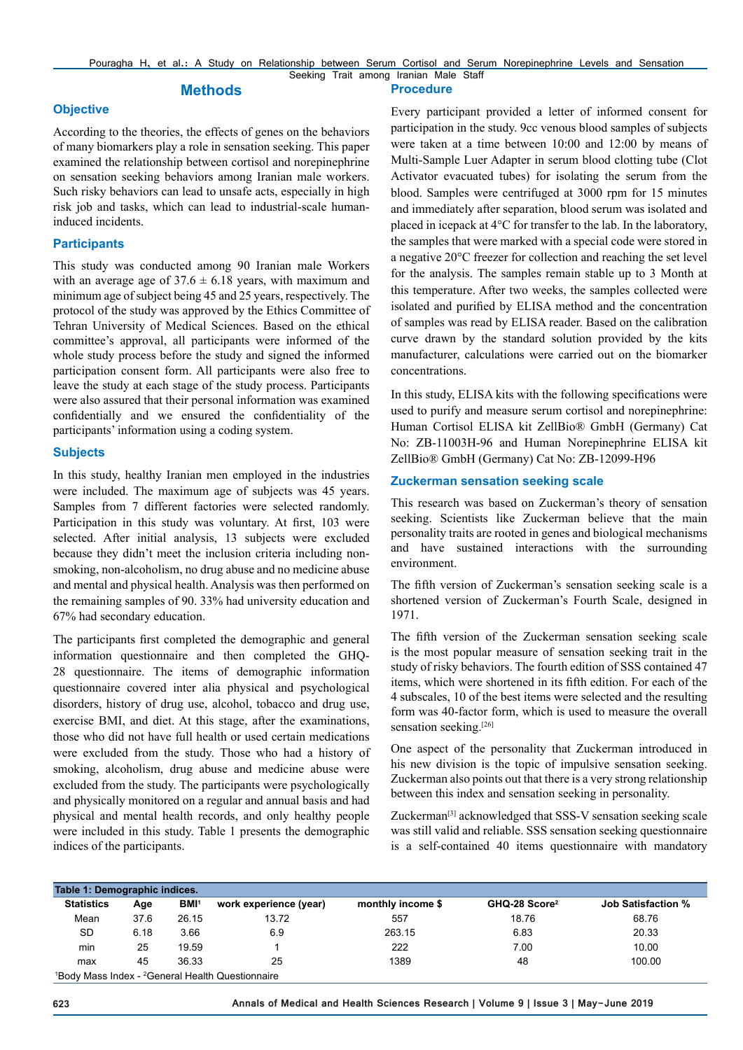## Methods

### Objective

According to the theories, the effects of genes on the behaviors of many biomarkers play a role in sensation seeking. This paper examined the relationship between cortisol and norepinephrine on sensation seeking behaviors among Iranian male workers. Such risky behaviors can lead to unsafe acts, especially in high risk job and tasks, which can lead to industrial-scale human-induced incidents.

### Participants

This study was conducted among 90 Iranian male Workers with an average age of 37.6 ± 6.18 years, with maximum and minimum age of subject being 45 and 25 years, respectively. The protocol of the study was approved by the Ethics Committee of Tehran University of Medical Sciences. Based on the ethical committee's approval, all participants were informed of the whole study process before the study and signed the informed participation consent form. All participants were also free to leave the study at each stage of the study process. Participants were also assured that their personal information was examined confidentially and we ensured the confidentiality of the participants' information using a coding system.

### Subjects

In this study, healthy Iranian men employed in the industries were included. The maximum age of subjects was 45 years. Samples from 7 different factories were selected randomly. Participation in this study was voluntary. At first, 103 were selected. After initial analysis, 13 subjects were excluded because they didn't meet the inclusion criteria including non-smoking, non-alcoholism, no drug abuse and no medicine abuse and mental and physical health. Analysis was then performed on the remaining samples of 90. 33% had university education and 67% had secondary education.

The participants first completed the demographic and general information questionnaire and then completed the GHQ-28 questionnaire. The items of demographic information questionnaire covered inter alia physical and psychological disorders, history of drug use, alcohol, tobacco and drug use, exercise BMI, and diet. At this stage, after the examinations, those who did not have full health or used certain medications were excluded from the study. Those who had a history of smoking, alcoholism, drug abuse and medicine abuse were excluded from the study. The participants were psychologically and physically monitored on a regular and annual basis and had physical and mental health records, and only healthy people were included in this study. Table 1 presents the demographic indices of the participants.

### Procedure

Every participant provided a letter of informed consent for participation in the study. 9cc venous blood samples of subjects were taken at a time between 10:00 and 12:00 by means of Multi-Sample Luer Adapter in serum blood clotting tube (Clot Activator evacuated tubes) for isolating the serum from the blood. Samples were centrifuged at 3000 rpm for 15 minutes and immediately after separation, blood serum was isolated and placed in icepack at 4°C for transfer to the lab. In the laboratory, the samples that were marked with a special code were stored in a negative 20°C freezer for collection and reaching the set level for the analysis. The samples remain stable up to 3 Month at this temperature. After two weeks, the samples collected were isolated and purified by ELISA method and the concentration of samples was read by ELISA reader. Based on the calibration curve drawn by the standard solution provided by the kits manufacturer, calculations were carried out on the biomarker concentrations.

In this study, ELISA kits with the following specifications were used to purify and measure serum cortisol and norepinephrine: Human Cortisol ELISA kit ZellBio® GmbH (Germany) Cat No: ZB-11003H-96 and Human Norepinephrine ELISA kit ZellBio® GmbH (Germany) Cat No: ZB-12099-H96

### Zuckerman sensation seeking scale

This research was based on Zuckerman's theory of sensation seeking. Scientists like Zuckerman believe that the main personality traits are rooted in genes and biological mechanisms and have sustained interactions with the surrounding environment.

The fifth version of Zuckerman's sensation seeking scale is a shortened version of Zuckerman's Fourth Scale, designed in 1971.

The fifth version of the Zuckerman sensation seeking scale is the most popular measure of sensation seeking trait in the study of risky behaviors. The fourth edition of SSS contained 47 items, which were shortened in its fifth edition. For each of the 4 subscales, 10 of the best items were selected and the resulting form was 40-factor form, which is used to measure the overall sensation seeking.[26]

One aspect of the personality that Zuckerman introduced in his new division is the topic of impulsive sensation seeking. Zuckerman also points out that there is a very strong relationship between this index and sensation seeking in personality.

Zuckerman[3] acknowledged that SSS-V sensation seeking scale was still valid and reliable. SSS sensation seeking questionnaire is a self-contained 40 items questionnaire with mandatory

**Table 1: Demographic indices.**

| Statistics | Age | BMI[1] | work experience (year) | monthly income $ | GHQ-28 Score[2] | Job Satisfaction % |
|---|---|---|---|---|---|---|
| Mean | 37.6 | 26.15 | 13.72 | 557 | 18.76 | 68.76 |
| SD | 6.18 | 3.66 | 6.9 | 263.15 | 6.83 | 20.33 |
| min | 25 | 19.59 | 1 | 222 | 7.00 | 10.00 |
| max | 45 | 36.33 | 25 | 1389 | 48 | 100.00 |

[1]Body Mass Index - [2]General Health Questionnaire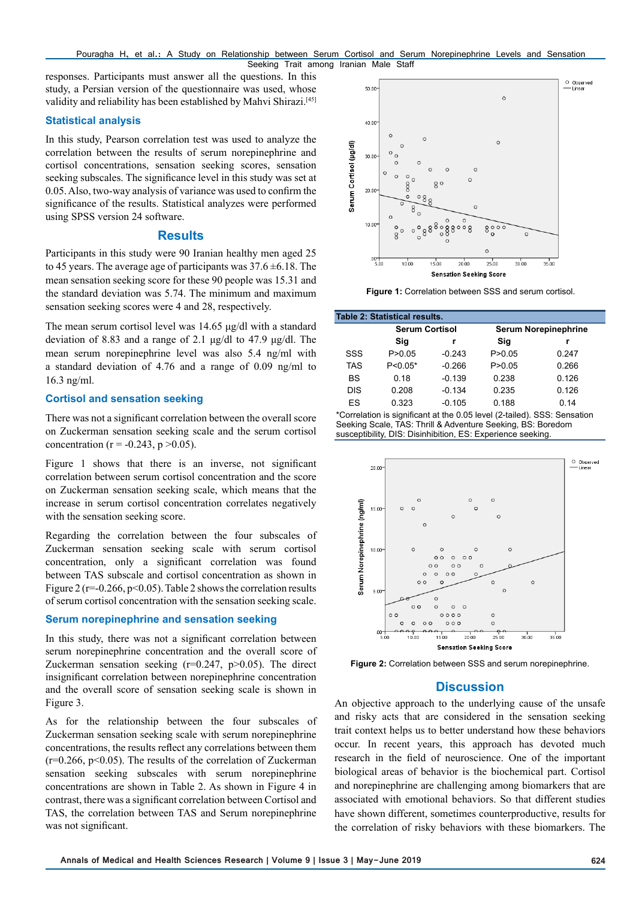responses. Participants must answer all the questions. In this study, a Persian version of the questionnaire was used, whose validity and reliability has been established by Mahvi Shirazi.[45]

### Statistical analysis

In this study, Pearson correlation test was used to analyze the correlation between the results of serum norepinephrine and cortisol concentrations, sensation seeking scores, sensation seeking subscales. The significance level in this study was set at 0.05. Also, two-way analysis of variance was used to confirm the significance of the results. Statistical analyzes were performed using SPSS version 24 software.

## Results

Participants in this study were 90 Iranian healthy men aged 25 to 45 years. The average age of participants was 37.6 ±6.18. The mean sensation seeking score for these 90 people was 15.31 and the standard deviation was 5.74. The minimum and maximum sensation seeking scores were 4 and 28, respectively.

The mean serum cortisol level was 14.65 μg/dl with a standard deviation of 8.83 and a range of 2.1 μg/dl to 47.9 μg/dl. The mean serum norepinephrine level was also 5.4 ng/ml with a standard deviation of 4.76 and a range of 0.09 ng/ml to 16.3 ng/ml.

### Cortisol and sensation seeking

There was not a significant correlation between the overall score on Zuckerman sensation seeking scale and the serum cortisol concentration ($r = -0.243$, $p > 0.05$).

Figure 1 shows that there is an inverse, not significant correlation between serum cortisol concentration and the score on Zuckerman sensation seeking scale, which means that the increase in serum cortisol concentration correlates negatively with the sensation seeking score.

Regarding the correlation between the four subscales of Zuckerman sensation seeking scale with serum cortisol concentration, only a significant correlation was found between TAS subscale and cortisol concentration as shown in Figure 2 ($r=-0.266$, $p<0.05$). Table 2 shows the correlation results of serum cortisol concentration with the sensation seeking scale.

### Serum norepinephrine and sensation seeking

In this study, there was not a significant correlation between serum norepinephrine concentration and the overall score of Zuckerman sensation seeking ($r=0.247$, $p>0.05$). The direct insignificant correlation between norepinephrine concentration and the overall score of sensation seeking scale is shown in Figure 3.

As for the relationship between the four subscales of Zuckerman sensation seeking scale with serum norepinephrine concentrations, the results reflect any correlations between them ($r=0.266$, $p<0.05$). The results of the correlation of Zuckerman sensation seeking subscales with serum norepinephrine concentrations are shown in Table 2. As shown in Figure 4 in contrast, there was a significant correlation between Cortisol and TAS, the correlation between TAS and Serum norepinephrine was not significant.

**Figure 1:** Correlation between SSS and serum cortisol.

**Table 2: Statistical results.**

| | Serum Cortisol | | Serum Norepinephrine | |
|---|---|---|---|---|
| | Sig | r | Sig | r |
| SSS | P>0.05 | -0.243 | P>0.05 | 0.247 |
| TAS | P<0.05* | -0.266 | P>0.05 | 0.266 |
| BS | 0.18 | -0.139 | 0.238 | 0.126 |
| DIS | 0.208 | -0.134 | 0.235 | 0.126 |
| ES | 0.323 | -0.105 | 0.188 | 0.14 |

*Correlation is significant at the 0.05 level (2-tailed). SSS: Sensation Seeking Scale, TAS: Thrill & Adventure Seeking, BS: Boredom susceptibility, DIS: Disinhibition, ES: Experience seeking.

**Figure 2:** Correlation between SSS and serum norepinephrine.

## Discussion

An objective approach to the underlying cause of the unsafe and risky acts that are considered in the sensation seeking trait context helps us to better understand how these behaviors occur. In recent years, this approach has devoted much research in the field of neuroscience. One of the important biological areas of behavior is the biochemical part. Cortisol and norepinephrine are challenging among biomarkers that are associated with emotional behaviors. So that different studies have shown different, sometimes counterproductive, results for the correlation of risky behaviors with these biomarkers. The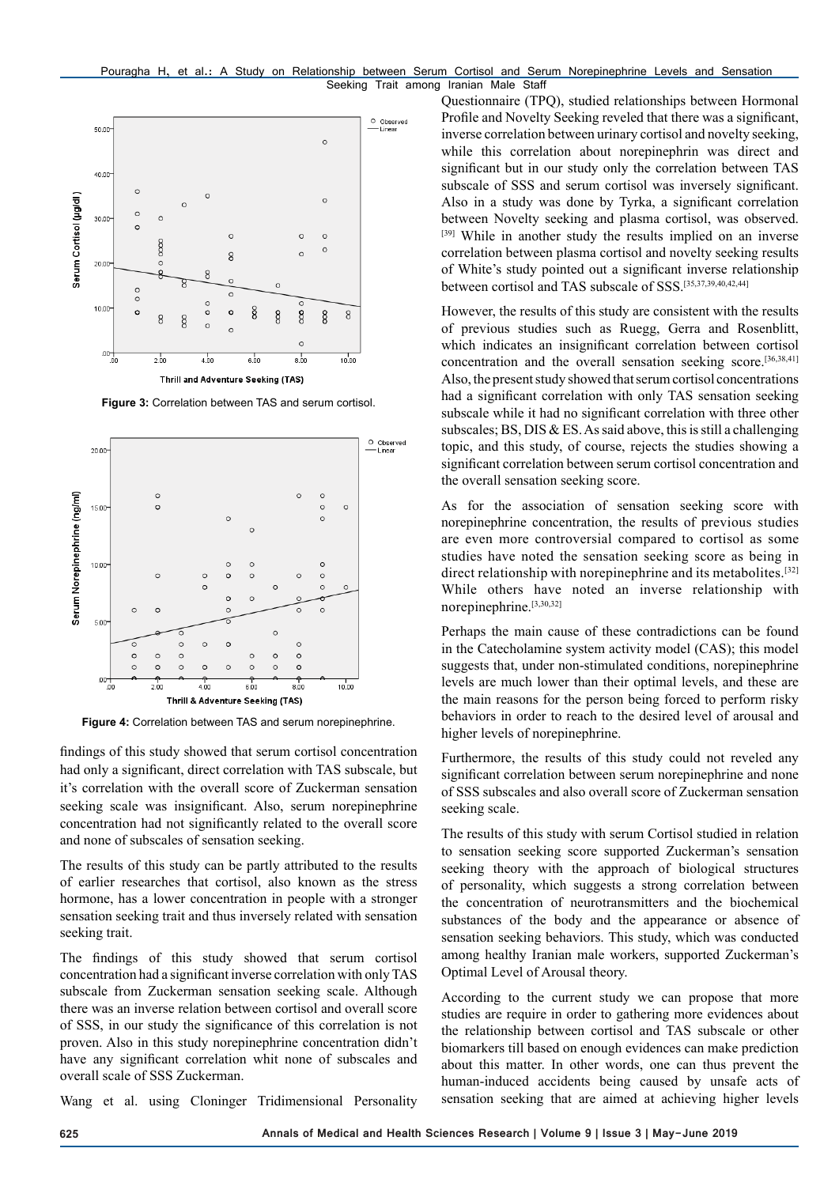Figure 3: Correlation between TAS and serum cortisol.

Figure 4: Correlation between TAS and serum norepinephrine.

findings of this study showed that serum cortisol concentration had only a significant, direct correlation with TAS subscale, but it's correlation with the overall score of Zuckerman sensation seeking scale was insignificant. Also, serum norepinephrine concentration had not significantly related to the overall score and none of subscales of sensation seeking.

The results of this study can be partly attributed to the results of earlier researches that cortisol, also known as the stress hormone, has a lower concentration in people with a stronger sensation seeking trait and thus inversely related with sensation seeking trait.

The findings of this study showed that serum cortisol concentration had a significant inverse correlation with only TAS subscale from Zuckerman sensation seeking scale. Although there was an inverse relation between cortisol and overall score of SSS, in our study the significance of this correlation is not proven. Also in this study norepinephrine concentration didn't have any significant correlation whit none of subscales and overall scale of SSS Zuckerman.

Wang et al. using Cloninger Tridimensional Personality Questionnaire (TPQ), studied relationships between Hormonal Profile and Novelty Seeking reveled that there was a significant, inverse correlation between urinary cortisol and novelty seeking, while this correlation about norepinephrin was direct and significant but in our study only the correlation between TAS subscale of SSS and serum cortisol was inversely significant. Also in a study was done by Tyrka, a significant correlation between Novelty seeking and plasma cortisol, was observed.[39] While in another study the results implied on an inverse correlation between plasma cortisol and novelty seeking results of White's study pointed out a significant inverse relationship between cortisol and TAS subscale of SSS.[35,37,39,40,42,44]

However, the results of this study are consistent with the results of previous studies such as Ruegg, Gerra and Rosenblitt, which indicates an insignificant correlation between cortisol concentration and the overall sensation seeking score.[36,38,41] Also, the present study showed that serum cortisol concentrations had a significant correlation with only TAS sensation seeking subscale while it had no significant correlation with three other subscales; BS, DIS & ES. As said above, this is still a challenging topic, and this study, of course, rejects the studies showing a significant correlation between serum cortisol concentration and the overall sensation seeking score.

As for the association of sensation seeking score with norepinephrine concentration, the results of previous studies are even more controversial compared to cortisol as some studies have noted the sensation seeking score as being in direct relationship with norepinephrine and its metabolites.[32] While others have noted an inverse relationship with norepinephrine.[3,30,32]

Perhaps the main cause of these contradictions can be found in the Catecholamine system activity model (CAS); this model suggests that, under non-stimulated conditions, norepinephrine levels are much lower than their optimal levels, and these are the main reasons for the person being forced to perform risky behaviors in order to reach to the desired level of arousal and higher levels of norepinephrine.

Furthermore, the results of this study could not reveled any significant correlation between serum norepinephrine and none of SSS subscales and also overall score of Zuckerman sensation seeking scale.

The results of this study with serum Cortisol studied in relation to sensation seeking score supported Zuckerman's sensation seeking theory with the approach of biological structures of personality, which suggests a strong correlation between the concentration of neurotransmitters and the biochemical substances of the body and the appearance or absence of sensation seeking behaviors. This study, which was conducted among healthy Iranian male workers, supported Zuckerman's Optimal Level of Arousal theory.

According to the current study we can propose that more studies are require in order to gathering more evidences about the relationship between cortisol and TAS subscale or other biomarkers till based on enough evidences can make prediction about this matter. In other words, one can thus prevent the human-induced accidents being caused by unsafe acts of sensation seeking that are aimed at achieving higher levels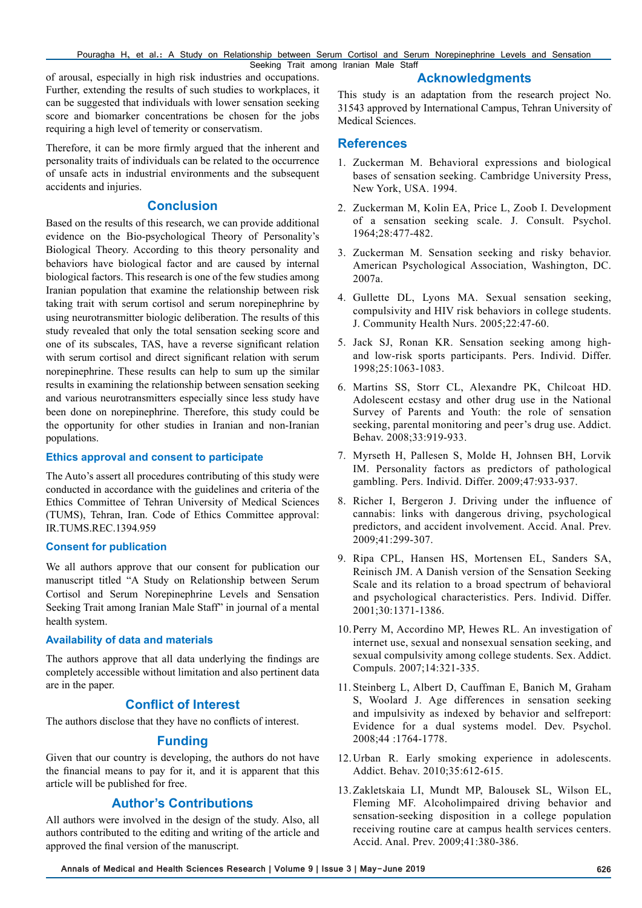of arousal, especially in high risk industries and occupations. Further, extending the results of such studies to workplaces, it can be suggested that individuals with lower sensation seeking score and biomarker concentrations be chosen for the jobs requiring a high level of temerity or conservatism.

Therefore, it can be more firmly argued that the inherent and personality traits of individuals can be related to the occurrence of unsafe acts in industrial environments and the subsequent accidents and injuries.

## Conclusion

Based on the results of this research, we can provide additional evidence on the Bio-psychological Theory of Personality's Biological Theory. According to this theory personality and behaviors have biological factor and are caused by internal biological factors. This research is one of the few studies among Iranian population that examine the relationship between risk taking trait with serum cortisol and serum norepinephrine by using neurotransmitter biologic deliberation. The results of this study revealed that only the total sensation seeking score and one of its subscales, TAS, have a reverse significant relation with serum cortisol and direct significant relation with serum norepinephrine. These results can help to sum up the similar results in examining the relationship between sensation seeking and various neurotransmitters especially since less study have been done on norepinephrine. Therefore, this study could be the opportunity for other studies in Iranian and non-Iranian populations.

### Ethics approval and consent to participate

The Auto's assert all procedures contributing of this study were conducted in accordance with the guidelines and criteria of the Ethics Committee of Tehran University of Medical Sciences (TUMS), Tehran, Iran. Code of Ethics Committee approval: IR.TUMS.REC.1394.959

### Consent for publication

We all authors approve that our consent for publication our manuscript titled "A Study on Relationship between Serum Cortisol and Serum Norepinephrine Levels and Sensation Seeking Trait among Iranian Male Staff" in journal of a mental health system.

### Availability of data and materials

The authors approve that all data underlying the findings are completely accessible without limitation and also pertinent data are in the paper.

## Conflict of Interest

The authors disclose that they have no conflicts of interest.

## Funding

Given that our country is developing, the authors do not have the financial means to pay for it, and it is apparent that this article will be published for free.

## Author's Contributions

All authors were involved in the design of the study. Also, all authors contributed to the editing and writing of the article and approved the final version of the manuscript.

## Acknowledgments

This study is an adaptation from the research project No. 31543 approved by International Campus, Tehran University of Medical Sciences.

## References

1. Zuckerman M. Behavioral expressions and biological bases of sensation seeking. Cambridge University Press, New York, USA. 1994.
2. Zuckerman M, Kolin EA, Price L, Zoob I. Development of a sensation seeking scale. J. Consult. Psychol. 1964;28:477-482.
3. Zuckerman M. Sensation seeking and risky behavior. American Psychological Association, Washington, DC. 2007a.
4. Gullette DL, Lyons MA. Sexual sensation seeking, compulsivity and HIV risk behaviors in college students. J. Community Health Nurs. 2005;22:47-60.
5. Jack SJ, Ronan KR. Sensation seeking among high- and low-risk sports participants. Pers. Individ. Differ. 1998;25:1063-1083.
6. Martins SS, Storr CL, Alexandre PK, Chilcoat HD. Adolescent ecstasy and other drug use in the National Survey of Parents and Youth: the role of sensation seeking, parental monitoring and peer's drug use. Addict. Behav. 2008;33:919-933.
7. Myrseth H, Pallesen S, Molde H, Johnsen BH, Lorvik IM. Personality factors as predictors of pathological gambling. Pers. Individ. Differ. 2009;47:933-937.
8. Richer I, Bergeron J. Driving under the influence of cannabis: links with dangerous driving, psychological predictors, and accident involvement. Accid. Anal. Prev. 2009;41:299-307.
9. Ripa CPL, Hansen HS, Mortensen EL, Sanders SA, Reinisch JM. A Danish version of the Sensation Seeking Scale and its relation to a broad spectrum of behavioral and psychological characteristics. Pers. Individ. Differ. 2001;30:1371-1386.
10. Perry M, Accordino MP, Hewes RL. An investigation of internet use, sexual and nonsexual sensation seeking, and sexual compulsivity among college students. Sex. Addict. Compuls. 2007;14:321-335.
11. Steinberg L, Albert D, Cauffman E, Banich M, Graham S, Woolard J. Age differences in sensation seeking and impulsivity as indexed by behavior and selfreport: Evidence for a dual systems model. Dev. Psychol. 2008;44 :1764-1778.
12. Urban R. Early smoking experience in adolescents. Addict. Behav. 2010;35:612-615.
13. Zakletskaia LI, Mundt MP, Balousek SL, Wilson EL, Fleming MF. Alcoholimpaired driving behavior and sensation-seeking disposition in a college population receiving routine care at campus health services centers. Accid. Anal. Prev. 2009;41:380-386.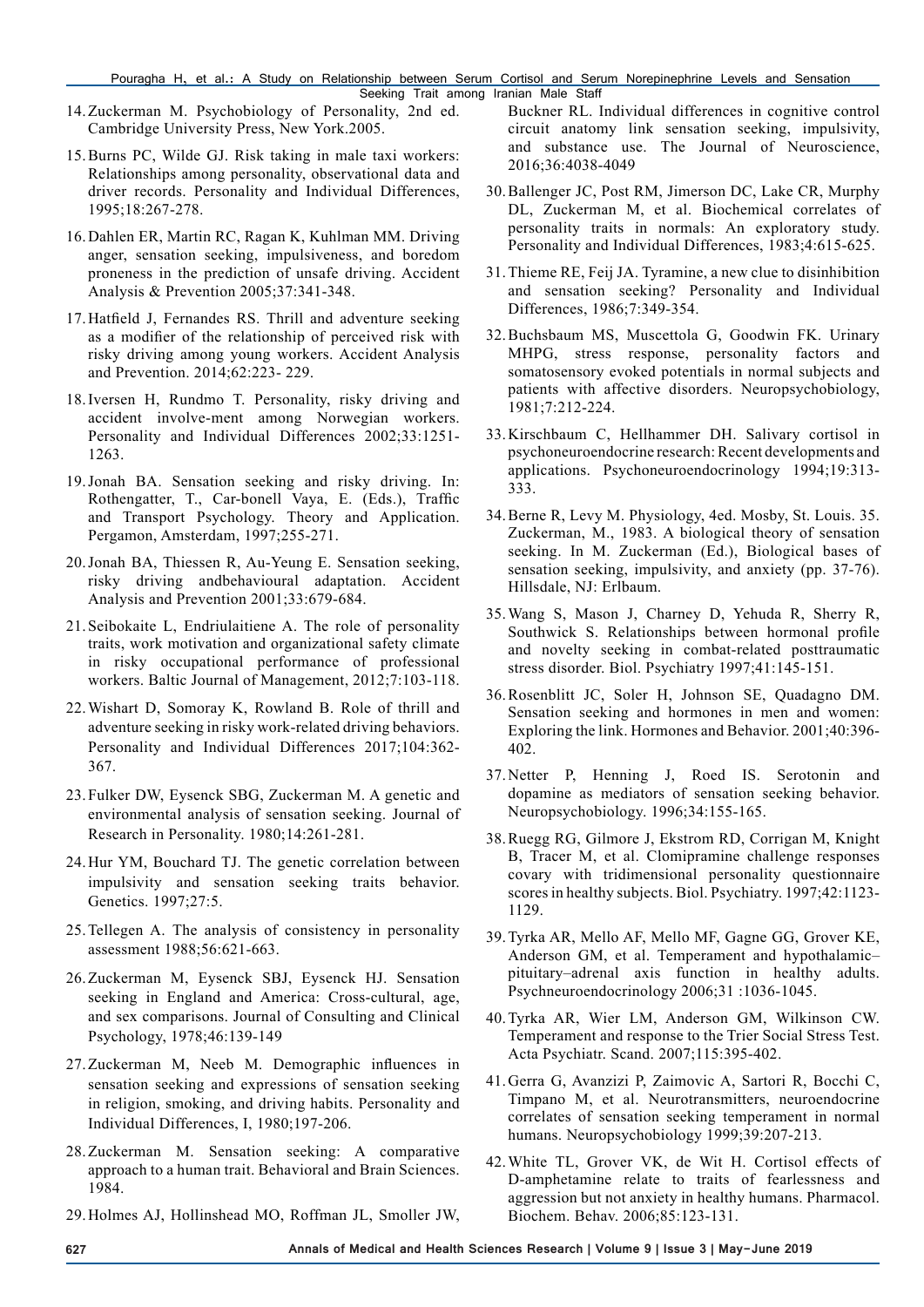14. Zuckerman M. Psychobiology of Personality, 2nd ed. Cambridge University Press, New York.2005.

15. Burns PC, Wilde GJ. Risk taking in male taxi workers: Relationships among personality, observational data and driver records. Personality and Individual Differences, 1995;18:267-278.

16. Dahlen ER, Martin RC, Ragan K, Kuhlman MM. Driving anger, sensation seeking, impulsiveness, and boredom proneness in the prediction of unsafe driving. Accident Analysis & Prevention 2005;37:341-348.

17. Hatfield J, Fernandes RS. Thrill and adventure seeking as a modifier of the relationship of perceived risk with risky driving among young workers. Accident Analysis and Prevention. 2014;62:223- 229.

18. Iversen H, Rundmo T. Personality, risky driving and accident involve-ment among Norwegian workers. Personality and Individual Differences 2002;33:1251-1263.

19. Jonah BA. Sensation seeking and risky driving. In: Rothengatter, T., Car-bonell Vaya, E. (Eds.), Traffic and Transport Psychology. Theory and Application. Pergamon, Amsterdam, 1997;255-271.

20. Jonah BA, Thiessen R, Au-Yeung E. Sensation seeking, risky driving andbehavioural adaptation. Accident Analysis and Prevention 2001;33:679-684.

21. Seibokaite L, Endriulaitiene A. The role of personality traits, work motivation and organizational safety climate in risky occupational performance of professional workers. Baltic Journal of Management, 2012;7:103-118.

22. Wishart D, Somoray K, Rowland B. Role of thrill and adventure seeking in risky work-related driving behaviors. Personality and Individual Differences 2017;104:362-367.

23. Fulker DW, Eysenck SBG, Zuckerman M. A genetic and environmental analysis of sensation seeking. Journal of Research in Personality. 1980;14:261-281.

24. Hur YM, Bouchard TJ. The genetic correlation between impulsivity and sensation seeking traits behavior. Genetics. 1997;27:5.

25. Tellegen A. The analysis of consistency in personality assessment 1988;56:621-663.

26. Zuckerman M, Eysenck SBJ, Eysenck HJ. Sensation seeking in England and America: Cross-cultural, age, and sex comparisons. Journal of Consulting and Clinical Psychology, 1978;46:139-149

27. Zuckerman M, Neeb M. Demographic influences in sensation seeking and expressions of sensation seeking in religion, smoking, and driving habits. Personality and Individual Differences, I, 1980;197-206.

28. Zuckerman M. Sensation seeking: A comparative approach to a human trait. Behavioral and Brain Sciences. 1984.

29. Holmes AJ, Hollinshead MO, Roffman JL, Smoller JW, Buckner RL. Individual differences in cognitive control circuit anatomy link sensation seeking, impulsivity, and substance use. The Journal of Neuroscience, 2016;36:4038-4049

30. Ballenger JC, Post RM, Jimerson DC, Lake CR, Murphy DL, Zuckerman M, et al. Biochemical correlates of personality traits in normals: An exploratory study. Personality and Individual Differences, 1983;4:615-625.

31. Thieme RE, Feij JA. Tyramine, a new clue to disinhibition and sensation seeking? Personality and Individual Differences, 1986;7:349-354.

32. Buchsbaum MS, Muscettola G, Goodwin FK. Urinary MHPG, stress response, personality factors and somatosensory evoked potentials in normal subjects and patients with affective disorders. Neuropsychobiology, 1981;7:212-224.

33. Kirschbaum C, Hellhammer DH. Salivary cortisol in psychoneuroendocrine research: Recent developments and applications. Psychoneuroendocrinology 1994;19:313-333.

34. Berne R, Levy M. Physiology, 4ed. Mosby, St. Louis. 35. Zuckerman, M., 1983. A biological theory of sensation seeking. In M. Zuckerman (Ed.), Biological bases of sensation seeking, impulsivity, and anxiety (pp. 37-76). Hillsdale, NJ: Erlbaum.

35. Wang S, Mason J, Charney D, Yehuda R, Sherry R, Southwick S. Relationships between hormonal profile and novelty seeking in combat-related posttraumatic stress disorder. Biol. Psychiatry 1997;41:145-151.

36. Rosenblitt JC, Soler H, Johnson SE, Quadagno DM. Sensation seeking and hormones in men and women: Exploring the link. Hormones and Behavior. 2001;40:396-402.

37. Netter P, Henning J, Roed IS. Serotonin and dopamine as mediators of sensation seeking behavior. Neuropsychobiology. 1996;34:155-165.

38. Ruegg RG, Gilmore J, Ekstrom RD, Corrigan M, Knight B, Tracer M, et al. Clomipramine challenge responses covary with tridimensional personality questionnaire scores in healthy subjects. Biol. Psychiatry. 1997;42:1123-1129.

39. Tyrka AR, Mello AF, Mello MF, Gagne GG, Grover KE, Anderson GM, et al. Temperament and hypothalamic–pituitary–adrenal axis function in healthy adults. Psychneuroendocrinology 2006;31 :1036-1045.

40. Tyrka AR, Wier LM, Anderson GM, Wilkinson CW. Temperament and response to the Trier Social Stress Test. Acta Psychiatr. Scand. 2007;115:395-402.

41. Gerra G, Avanzizi P, Zaimovic A, Sartori R, Bocchi C, Timpano M, et al. Neurotransmitters, neuroendocrine correlates of sensation seeking temperament in normal humans. Neuropsychobiology 1999;39:207-213.

42. White TL, Grover VK, de Wit H. Cortisol effects of D-amphetamine relate to traits of fearlessness and aggression but not anxiety in healthy humans. Pharmacol. Biochem. Behav. 2006;85:123-131.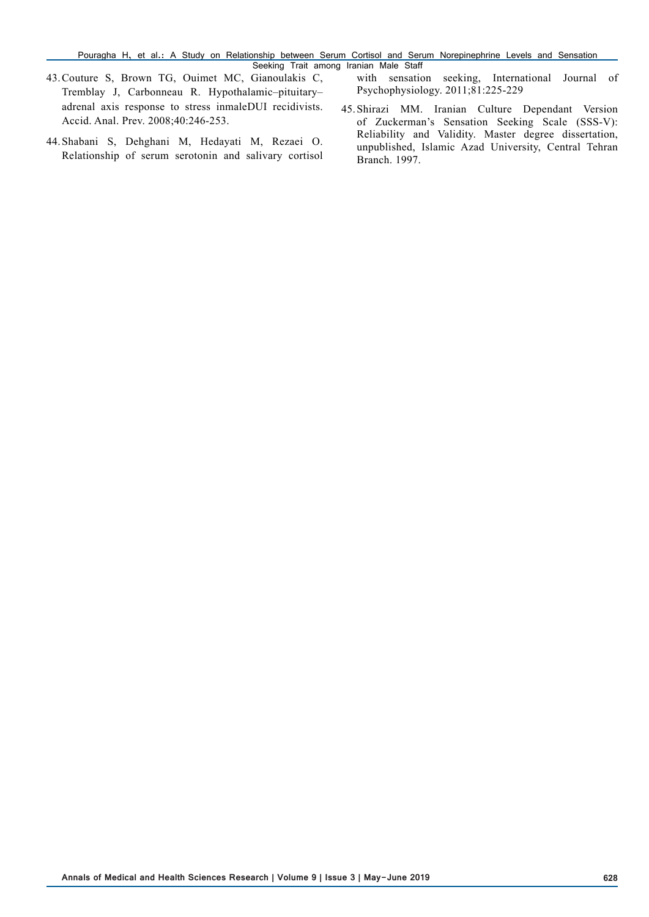43. Couture S, Brown TG, Ouimet MC, Gianoulakis C, Tremblay J, Carbonneau R. Hypothalamic–pituitary–adrenal axis response to stress inmaleDUI recidivists. Accid. Anal. Prev. 2008;40:246-253.

44. Shabani S, Dehghani M, Hedayati M, Rezaei O. Relationship of serum serotonin and salivary cortisol with sensation seeking, International Journal of Psychophysiology. 2011;81:225-229

45. Shirazi MM. Iranian Culture Dependant Version of Zuckerman's Sensation Seeking Scale (SSS-V): Reliability and Validity. Master degree dissertation, unpublished, Islamic Azad University, Central Tehran Branch. 1997.